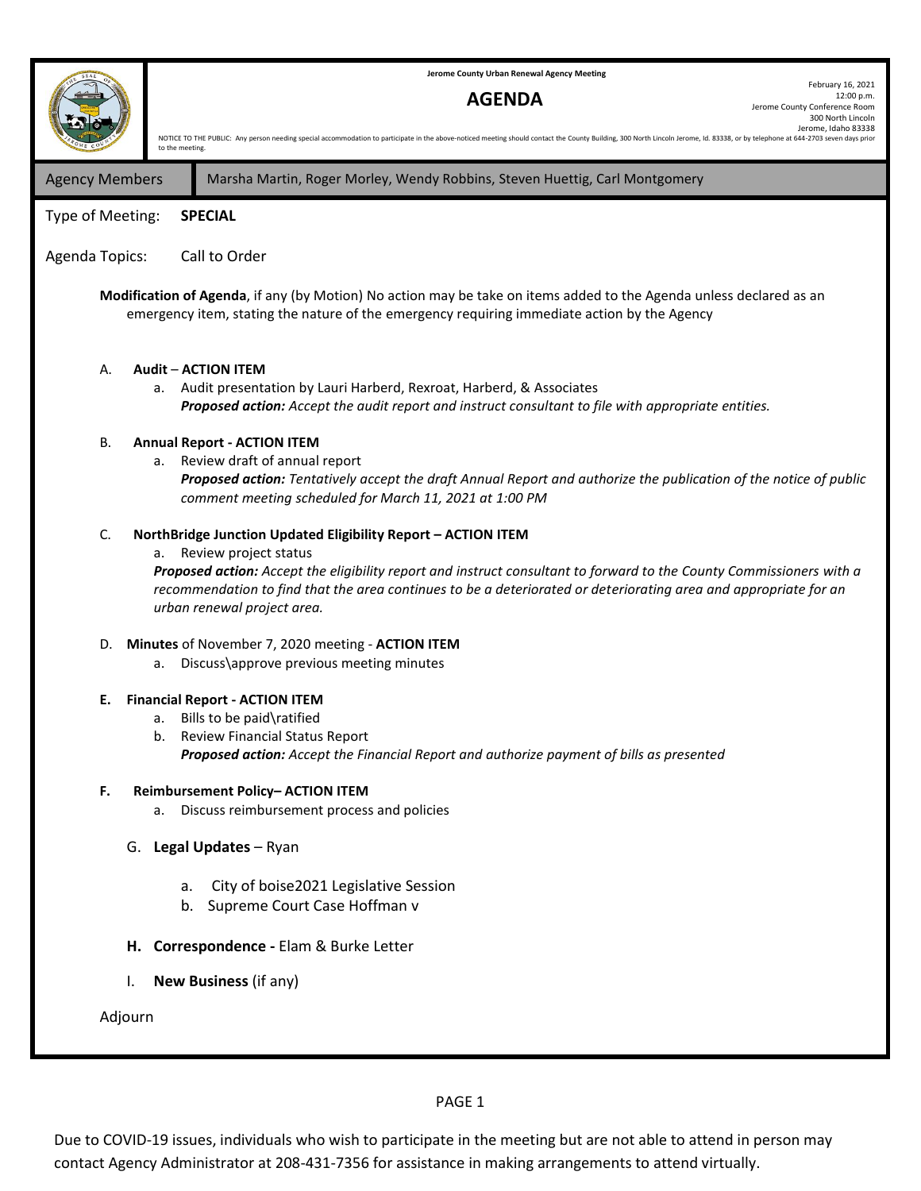**Jerome County Urban Renewal Agency Meeting**

# AGENDA

February 16, 2021
12:00 p.m.
Jerome County Conference Room
300 North Lincoln
Jerome, Idaho 83338

NOTICE TO THE PUBLIC: Any person needing special accommodation to participate in the above-noticed meeting should contact the County Building, 300 North Lincoln Jerome, Id. 83338, or by telephone at 644-2703 seven days prior to the meeting.

| Agency Members | Marsha Martin, Roger Morley, Wendy Robbins, Steven Huettig, Carl Montgomery |
|---|---|

Type of Meeting: **SPECIAL**

Agenda Topics: Call to Order

**Modification of Agenda**, if any (by Motion) No action may be take on items added to the Agenda unless declared as an emergency item, stating the nature of the emergency requiring immediate action by the Agency

A. **Audit** – **ACTION ITEM**
   a. Audit presentation by Lauri Harberd, Rexroat, Harberd, & Associates
      ***Proposed action:*** *Accept the audit report and instruct consultant to file with appropriate entities.*

B. **Annual Report - ACTION ITEM**
   a. Review draft of annual report
      ***Proposed action:*** *Tentatively accept the draft Annual Report and authorize the publication of the notice of public comment meeting scheduled for March 11, 2021 at 1:00 PM*

C. **NorthBridge Junction Updated Eligibility Report – ACTION ITEM**
   a. Review project status
   ***Proposed action:*** *Accept the eligibility report and instruct consultant to forward to the County Commissioners with a recommendation to find that the area continues to be a deteriorated or deteriorating area and appropriate for an urban renewal project area.*

D. **Minutes** of November 7, 2020 meeting - **ACTION ITEM**
   a. Discuss\approve previous meeting minutes

**E. Financial Report - ACTION ITEM**
   a. Bills to be paid\ratified
   b. Review Financial Status Report
      ***Proposed action:*** *Accept the Financial Report and authorize payment of bills as presented*

**F. Reimbursement Policy– ACTION ITEM**
   a. Discuss reimbursement process and policies

G. **Legal Updates** – Ryan
   a. City of boise2021 Legislative Session
   b. Supreme Court Case Hoffman v

**H. Correspondence -** Elam & Burke Letter

I. **New Business** (if any)

Adjourn

Due to COVID-19 issues, individuals who wish to participate in the meeting but are not able to attend in person may contact Agency Administrator at 208-431-7356 for assistance in making arrangements to attend virtually.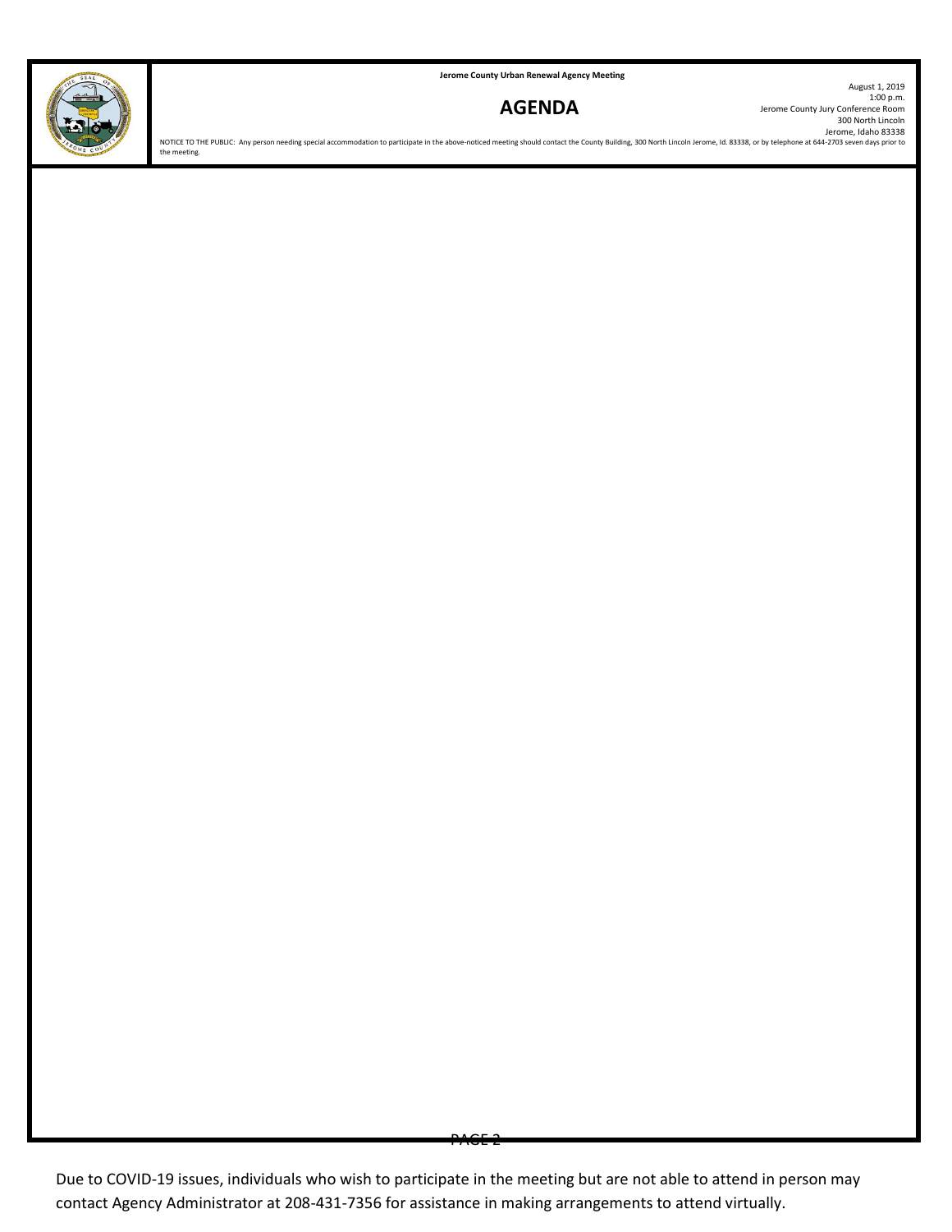**Jerome County Urban Renewal Agency Meeting**

# AGENDA

August 1, 2019
1:00 p.m.
Jerome County Jury Conference Room
300 North Lincoln
Jerome, Idaho 83338

NOTICE TO THE PUBLIC: Any person needing special accommodation to participate in the above-noticed meeting should contact the County Building, 300 North Lincoln Jerome, Id. 83338, or by telephone at 644-2703 seven days prior to the meeting.

Due to COVID-19 issues, individuals who wish to participate in the meeting but are not able to attend in person may contact Agency Administrator at 208-431-7356 for assistance in making arrangements to attend virtually.